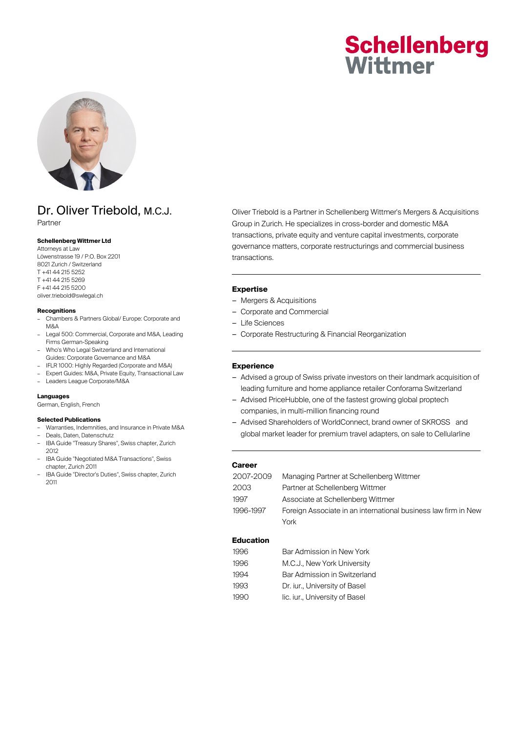Schellenberg Wittmer

# Dr. Oliver Triebold, M.C.J.

Partner

**Schellenberg Wittmer Ltd**
Attorneys at Law
Löwenstrasse 19 / P.O. Box 2201
8021 Zurich / Switzerland
T +41 44 215 5252
T +41 44 215 5269
F +41 44 215 5200
oliver.triebold@swlegal.ch

**Recognitions**

- Chambers & Partners Global/ Europe: Corporate and M&A
- Legal 500: Commercial, Corporate and M&A, Leading Firms German-Speaking
- Who's Who Legal Switzerland and International Guides: Corporate Governance and M&A
- IFLR 1000: Highly Regarded (Corporate and M&A)
- Expert Guides: M&A, Private Equity, Transactional Law
- Leaders League Corporate/M&A

**Languages**

German, English, French

**Selected Publications**

- Warranties, Indemnities, and Insurance in Private M&A
- Deals, Daten, Datenschutz
- IBA Guide "Treasury Shares", Swiss chapter, Zurich 2012
- IBA Guide "Negotiated M&A Transactions", Swiss chapter, Zurich 2011
- IBA Guide "Director's Duties", Swiss chapter, Zurich 2011

Oliver Triebold is a Partner in Schellenberg Wittmer's Mergers & Acquisitions Group in Zurich. He specializes in cross-border and domestic M&A transactions, private equity and venture capital investments, corporate governance matters, corporate restructurings and commercial business transactions.

## Expertise

- Mergers & Acquisitions
- Corporate and Commercial
- Life Sciences
- Corporate Restructuring & Financial Reorganization

## Experience

- Advised a group of Swiss private investors on their landmark acquisition of leading furniture and home appliance retailer Conforama Switzerland
- Advised PriceHubble, one of the fastest growing global proptech companies, in multi-million financing round
- Advised Shareholders of WorldConnect, brand owner of SKROSS and global market leader for premium travel adapters, on sale to Cellularline

## Career

| | |
|---|---|
| 2007-2009 | Managing Partner at Schellenberg Wittmer |
| 2003 | Partner at Schellenberg Wittmer |
| 1997 | Associate at Schellenberg Wittmer |
| 1996-1997 | Foreign Associate in an international business law firm in New York |

## Education

| | |
|---|---|
| 1996 | Bar Admission in New York |
| 1996 | M.C.J., New York University |
| 1994 | Bar Admission in Switzerland |
| 1993 | Dr. iur., University of Basel |
| 1990 | lic. iur., University of Basel |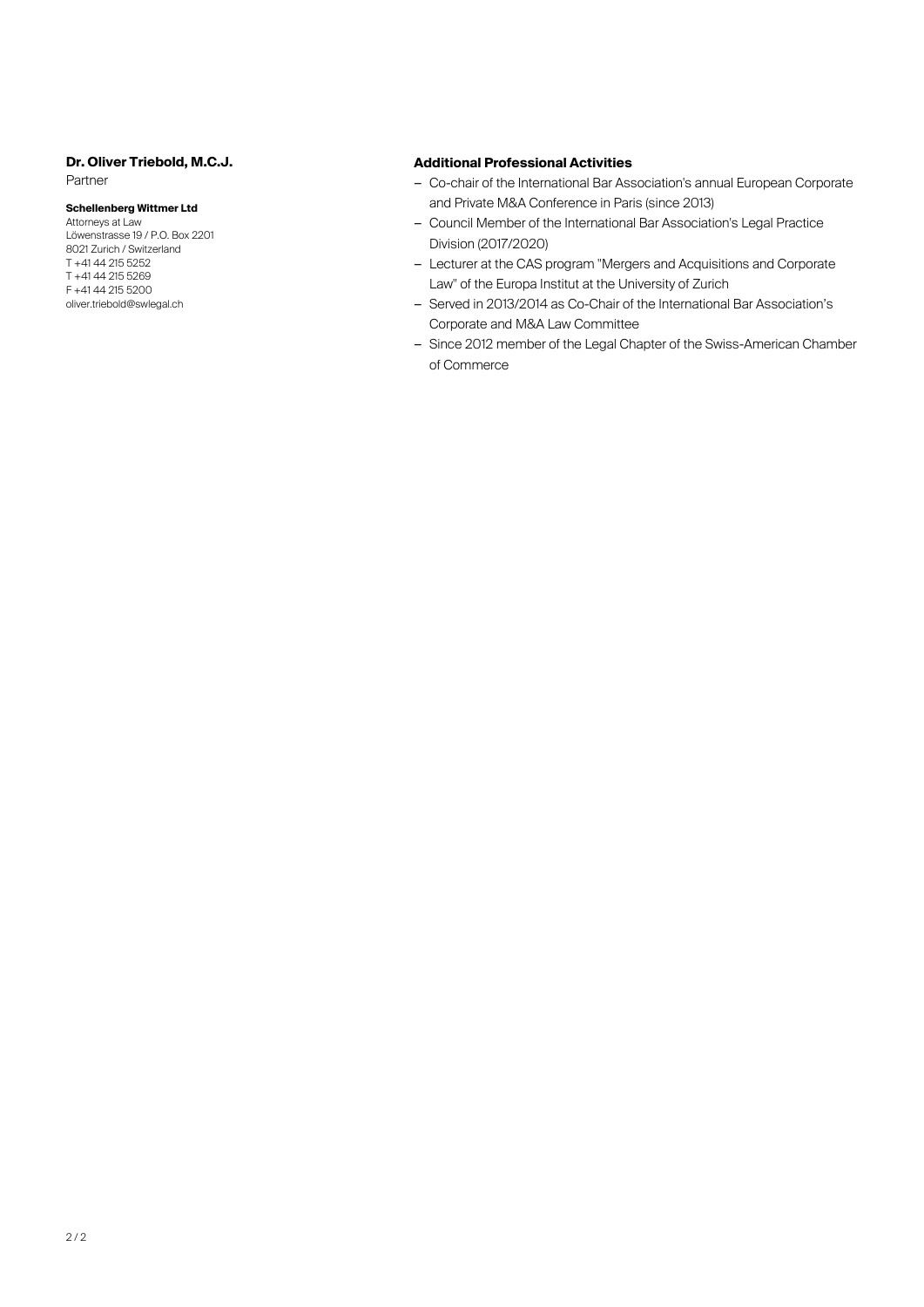**Dr. Oliver Triebold, M.C.J.**
Partner

**Schellenberg Wittmer Ltd**
Attorneys at Law
Löwenstrasse 19 / P.O. Box 2201
8021 Zurich / Switzerland
T +41 44 215 5252
T +41 44 215 5269
F +41 44 215 5200
oliver.triebold@swlegal.ch

**Additional Professional Activities**

- Co-chair of the International Bar Association's annual European Corporate and Private M&A Conference in Paris (since 2013)
- Council Member of the International Bar Association's Legal Practice Division (2017/2020)
- Lecturer at the CAS program "Mergers and Acquisitions and Corporate Law" of the Europa Institut at the University of Zurich
- Served in 2013/2014 as Co-Chair of the International Bar Association's Corporate and M&A Law Committee
- Since 2012 member of the Legal Chapter of the Swiss-American Chamber of Commerce